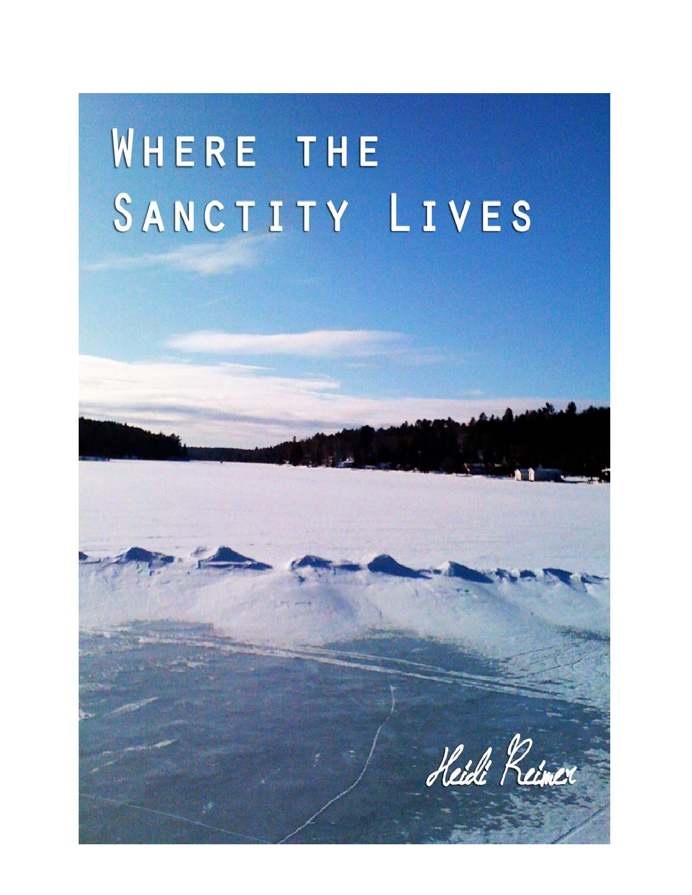# Where the Sanctity Lives

Heidi Reimer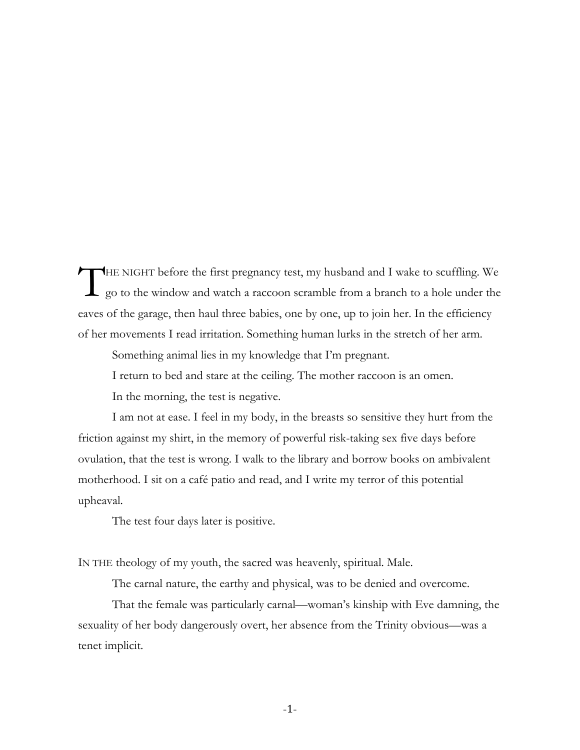THE NIGHT before the first pregnancy test, my husband and I wake to scuffling. We go to the window and watch a raccoon scramble from a branch to a hole under the eaves of the garage, then haul three babies, one by one, up to join her. In the efficiency of her movements I read irritation. Something human lurks in the stretch of her arm.

Something animal lies in my knowledge that I'm pregnant.

I return to bed and stare at the ceiling. The mother raccoon is an omen.

In the morning, the test is negative.

I am not at ease. I feel in my body, in the breasts so sensitive they hurt from the friction against my shirt, in the memory of powerful risk-taking sex five days before ovulation, that the test is wrong. I walk to the library and borrow books on ambivalent motherhood. I sit on a café patio and read, and I write my terror of this potential upheaval.

The test four days later is positive.

IN THE theology of my youth, the sacred was heavenly, spiritual. Male.

The carnal nature, the earthy and physical, was to be denied and overcome.

That the female was particularly carnal—woman's kinship with Eve damning, the sexuality of her body dangerously overt, her absence from the Trinity obvious—was a tenet implicit.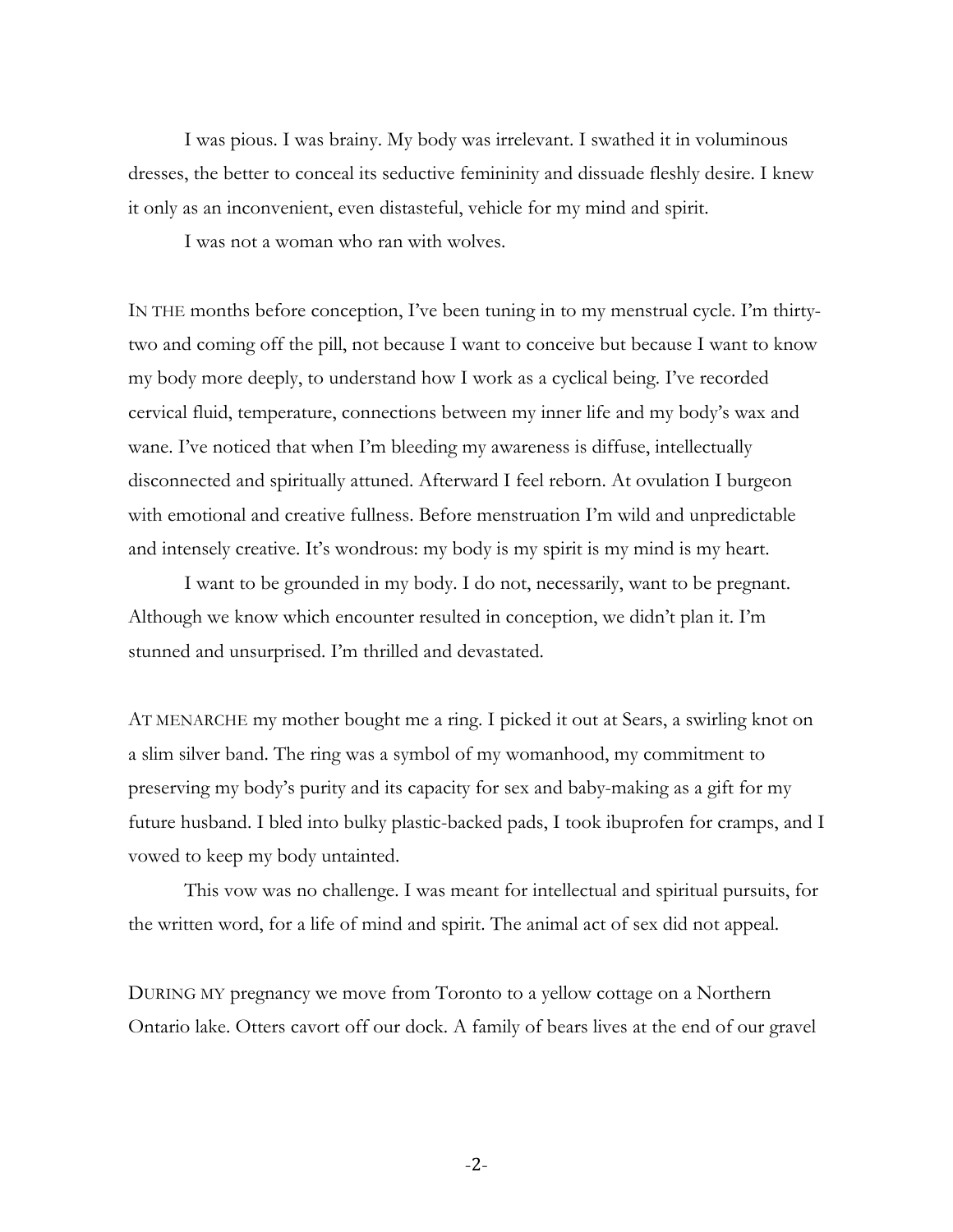I was pious. I was brainy. My body was irrelevant. I swathed it in voluminous dresses, the better to conceal its seductive femininity and dissuade fleshly desire. I knew it only as an inconvenient, even distasteful, vehicle for my mind and spirit.

I was not a woman who ran with wolves.

IN THE months before conception, I've been tuning in to my menstrual cycle. I'm thirty-two and coming off the pill, not because I want to conceive but because I want to know my body more deeply, to understand how I work as a cyclical being. I've recorded cervical fluid, temperature, connections between my inner life and my body's wax and wane. I've noticed that when I'm bleeding my awareness is diffuse, intellectually disconnected and spiritually attuned. Afterward I feel reborn. At ovulation I burgeon with emotional and creative fullness. Before menstruation I'm wild and unpredictable and intensely creative. It's wondrous: my body is my spirit is my mind is my heart.

I want to be grounded in my body. I do not, necessarily, want to be pregnant. Although we know which encounter resulted in conception, we didn't plan it. I'm stunned and unsurprised. I'm thrilled and devastated.

AT MENARCHE my mother bought me a ring. I picked it out at Sears, a swirling knot on a slim silver band. The ring was a symbol of my womanhood, my commitment to preserving my body's purity and its capacity for sex and baby-making as a gift for my future husband. I bled into bulky plastic-backed pads, I took ibuprofen for cramps, and I vowed to keep my body untainted.

This vow was no challenge. I was meant for intellectual and spiritual pursuits, for the written word, for a life of mind and spirit. The animal act of sex did not appeal.

DURING MY pregnancy we move from Toronto to a yellow cottage on a Northern Ontario lake. Otters cavort off our dock. A family of bears lives at the end of our gravel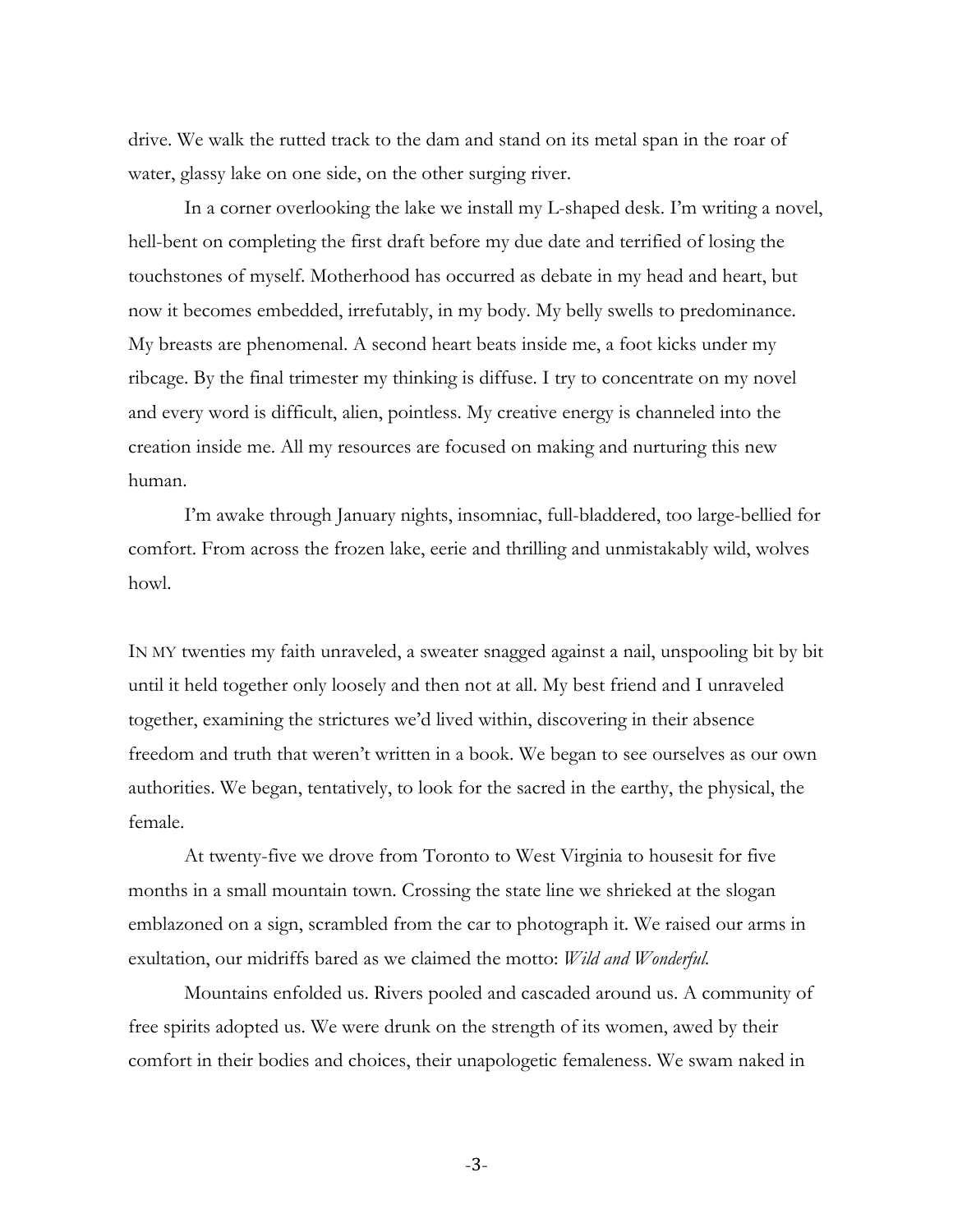drive. We walk the rutted track to the dam and stand on its metal span in the roar of water, glassy lake on one side, on the other surging river.

In a corner overlooking the lake we install my L-shaped desk. I'm writing a novel, hell-bent on completing the first draft before my due date and terrified of losing the touchstones of myself. Motherhood has occurred as debate in my head and heart, but now it becomes embedded, irrefutably, in my body. My belly swells to predominance. My breasts are phenomenal. A second heart beats inside me, a foot kicks under my ribcage. By the final trimester my thinking is diffuse. I try to concentrate on my novel and every word is difficult, alien, pointless. My creative energy is channeled into the creation inside me. All my resources are focused on making and nurturing this new human.

I'm awake through January nights, insomniac, full-bladdered, too large-bellied for comfort. From across the frozen lake, eerie and thrilling and unmistakably wild, wolves howl.

IN MY twenties my faith unraveled, a sweater snagged against a nail, unspooling bit by bit until it held together only loosely and then not at all. My best friend and I unraveled together, examining the strictures we'd lived within, discovering in their absence freedom and truth that weren't written in a book. We began to see ourselves as our own authorities. We began, tentatively, to look for the sacred in the earthy, the physical, the female.

At twenty-five we drove from Toronto to West Virginia to housesit for five months in a small mountain town. Crossing the state line we shrieked at the slogan emblazoned on a sign, scrambled from the car to photograph it. We raised our arms in exultation, our midriffs bared as we claimed the motto: *Wild and Wonderful.*

Mountains enfolded us. Rivers pooled and cascaded around us. A community of free spirits adopted us. We were drunk on the strength of its women, awed by their comfort in their bodies and choices, their unapologetic femaleness. We swam naked in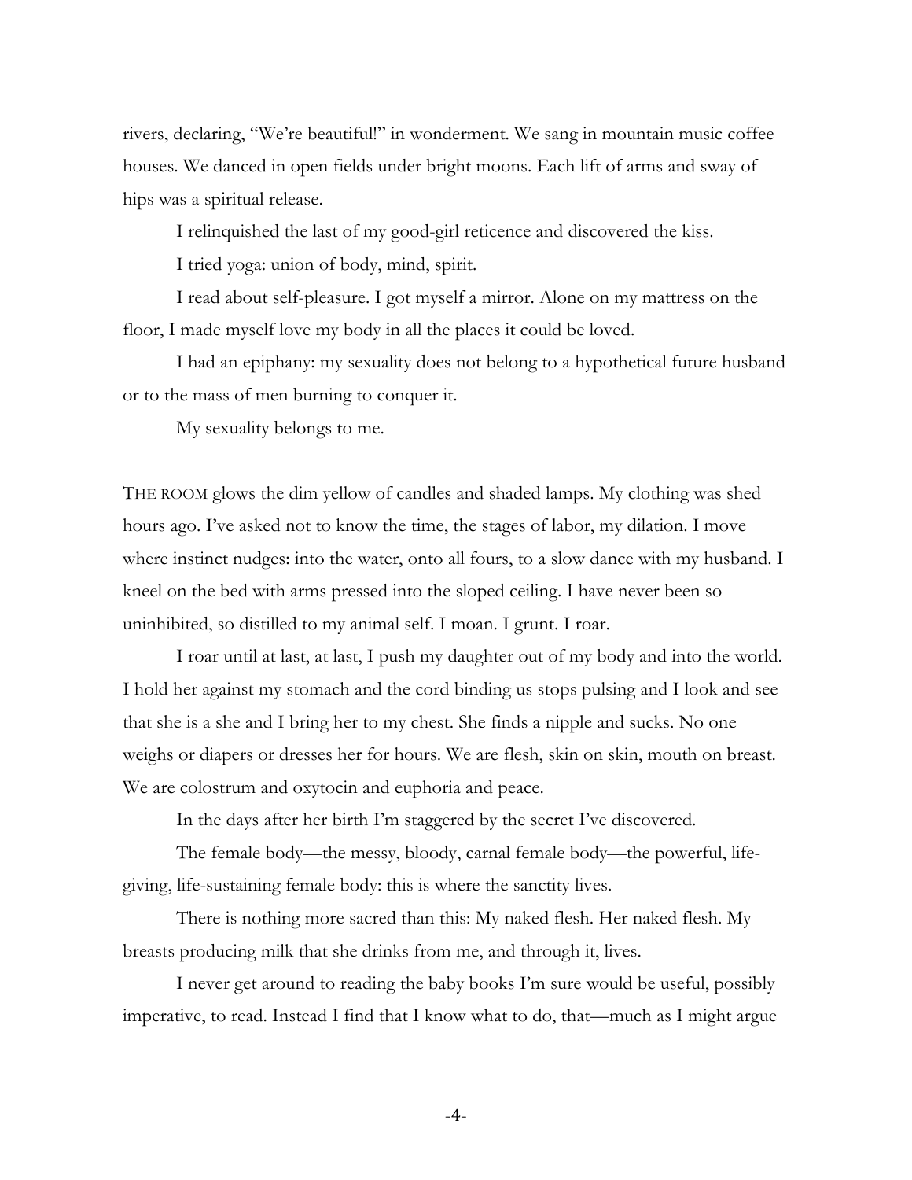rivers, declaring, "We're beautiful!" in wonderment. We sang in mountain music coffee houses. We danced in open fields under bright moons. Each lift of arms and sway of hips was a spiritual release.

I relinquished the last of my good-girl reticence and discovered the kiss.

I tried yoga: union of body, mind, spirit.

I read about self-pleasure. I got myself a mirror. Alone on my mattress on the floor, I made myself love my body in all the places it could be loved.

I had an epiphany: my sexuality does not belong to a hypothetical future husband or to the mass of men burning to conquer it.

My sexuality belongs to me.

THE ROOM glows the dim yellow of candles and shaded lamps. My clothing was shed hours ago. I've asked not to know the time, the stages of labor, my dilation. I move where instinct nudges: into the water, onto all fours, to a slow dance with my husband. I kneel on the bed with arms pressed into the sloped ceiling. I have never been so uninhibited, so distilled to my animal self. I moan. I grunt. I roar.

I roar until at last, at last, I push my daughter out of my body and into the world. I hold her against my stomach and the cord binding us stops pulsing and I look and see that she is a she and I bring her to my chest. She finds a nipple and sucks. No one weighs or diapers or dresses her for hours. We are flesh, skin on skin, mouth on breast. We are colostrum and oxytocin and euphoria and peace.

In the days after her birth I'm staggered by the secret I've discovered.

The female body—the messy, bloody, carnal female body—the powerful, life-giving, life-sustaining female body: this is where the sanctity lives.

There is nothing more sacred than this: My naked flesh. Her naked flesh. My breasts producing milk that she drinks from me, and through it, lives.

I never get around to reading the baby books I'm sure would be useful, possibly imperative, to read. Instead I find that I know what to do, that—much as I might argue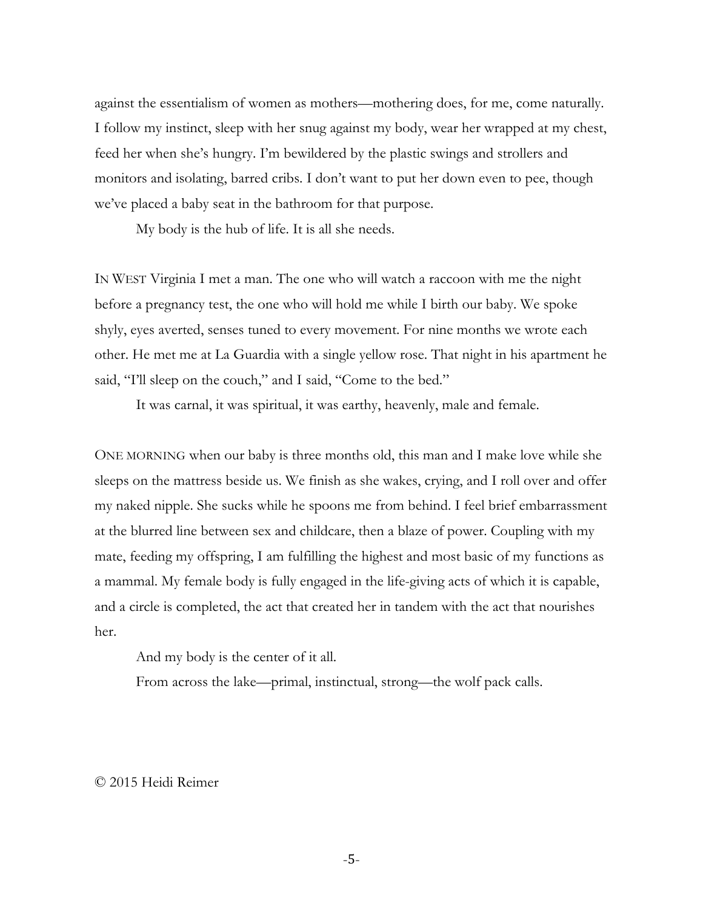against the essentialism of women as mothers—mothering does, for me, come naturally. I follow my instinct, sleep with her snug against my body, wear her wrapped at my chest, feed her when she's hungry. I'm bewildered by the plastic swings and strollers and monitors and isolating, barred cribs. I don't want to put her down even to pee, though we've placed a baby seat in the bathroom for that purpose.

My body is the hub of life. It is all she needs.

IN WEST Virginia I met a man. The one who will watch a raccoon with me the night before a pregnancy test, the one who will hold me while I birth our baby. We spoke shyly, eyes averted, senses tuned to every movement. For nine months we wrote each other. He met me at La Guardia with a single yellow rose. That night in his apartment he said, "I'll sleep on the couch," and I said, "Come to the bed."

It was carnal, it was spiritual, it was earthy, heavenly, male and female.

ONE MORNING when our baby is three months old, this man and I make love while she sleeps on the mattress beside us. We finish as she wakes, crying, and I roll over and offer my naked nipple. She sucks while he spoons me from behind. I feel brief embarrassment at the blurred line between sex and childcare, then a blaze of power. Coupling with my mate, feeding my offspring, I am fulfilling the highest and most basic of my functions as a mammal. My female body is fully engaged in the life-giving acts of which it is capable, and a circle is completed, the act that created her in tandem with the act that nourishes her.

And my body is the center of it all.

From across the lake—primal, instinctual, strong—the wolf pack calls.

© 2015 Heidi Reimer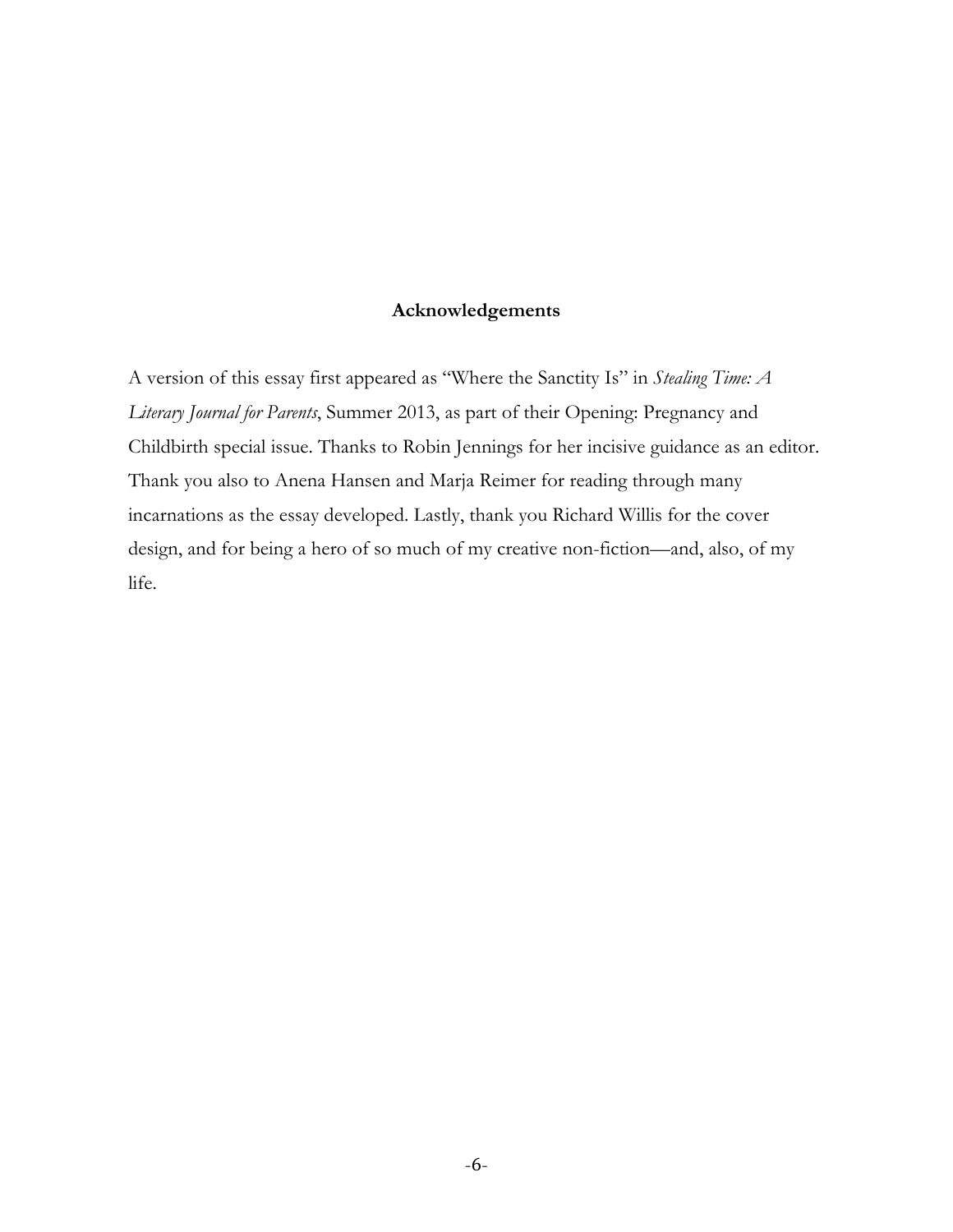## Acknowledgements

A version of this essay first appeared as "Where the Sanctity Is" in *Stealing Time: A Literary Journal for Parents*, Summer 2013, as part of their Opening: Pregnancy and Childbirth special issue. Thanks to Robin Jennings for her incisive guidance as an editor. Thank you also to Anena Hansen and Marja Reimer for reading through many incarnations as the essay developed. Lastly, thank you Richard Willis for the cover design, and for being a hero of so much of my creative non-fiction—and, also, of my life.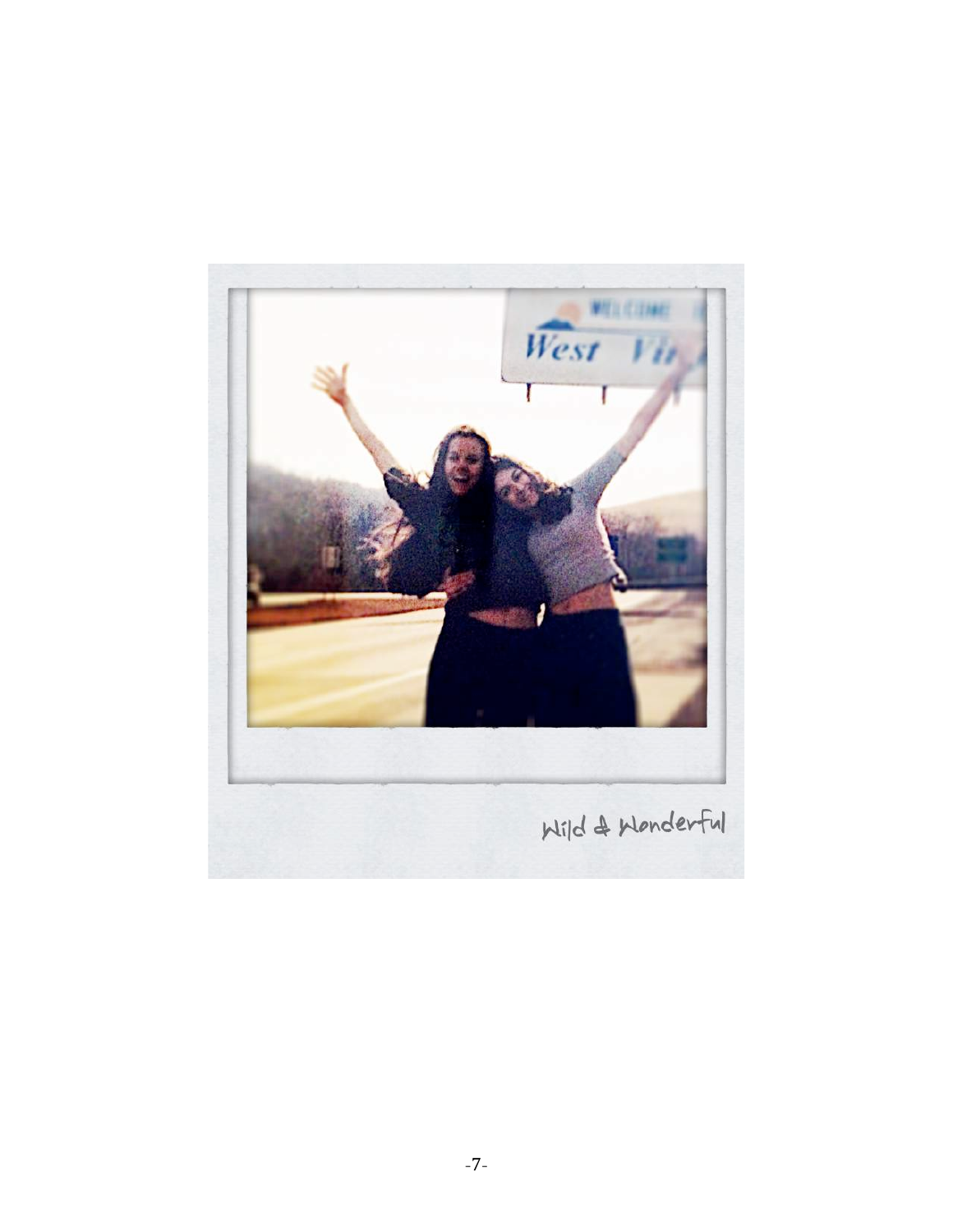Wild & Wonderful